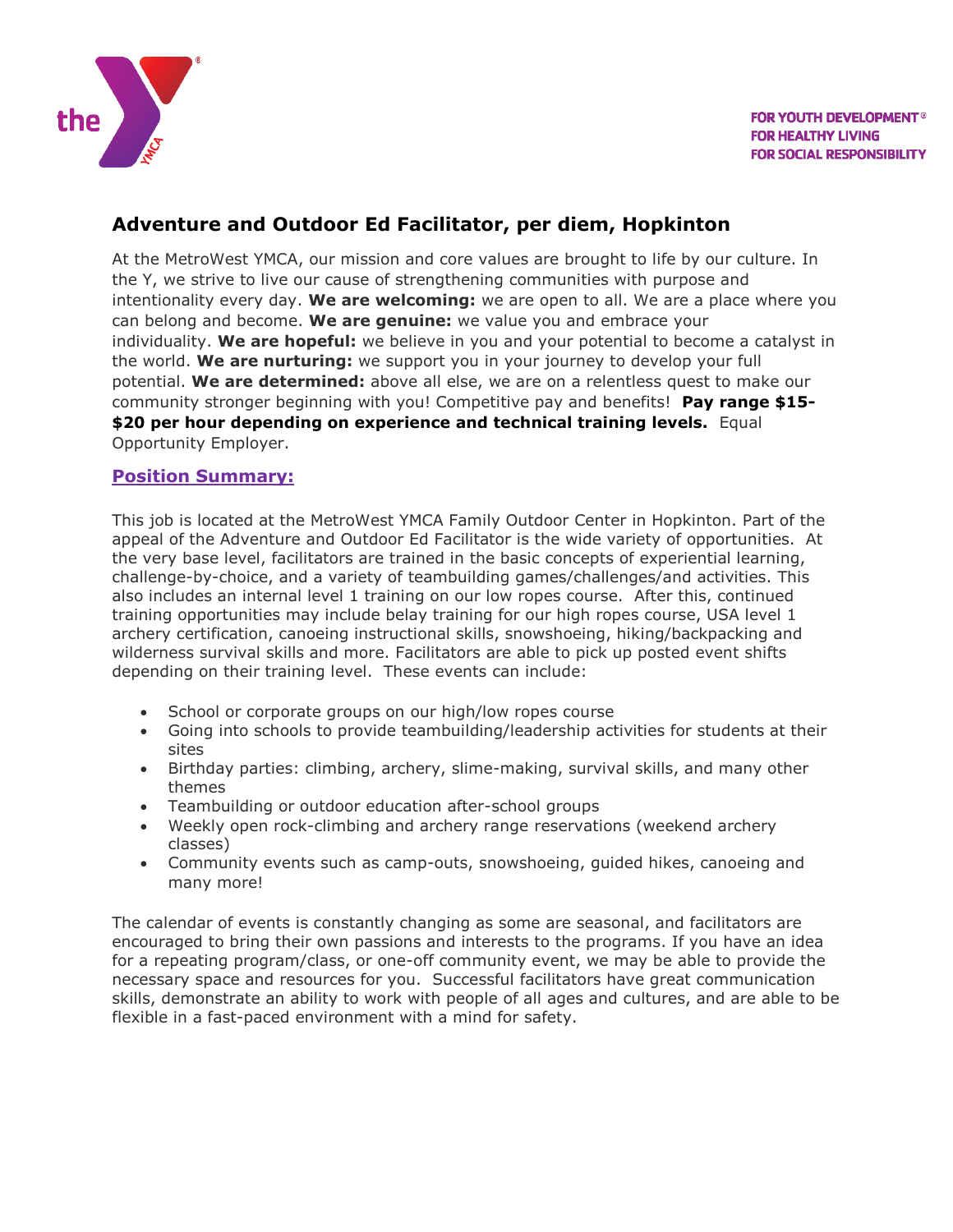FOR YOUTH DEVELOPMENT®
FOR HEALTHY LIVING
FOR SOCIAL RESPONSIBILITY

# Adventure and Outdoor Ed Facilitator, per diem, Hopkinton

At the MetroWest YMCA, our mission and core values are brought to life by our culture. In the Y, we strive to live our cause of strengthening communities with purpose and intentionality every day. **We are welcoming:** we are open to all. We are a place where you can belong and become. **We are genuine:** we value you and embrace your individuality. **We are hopeful:** we believe in you and your potential to become a catalyst in the world. **We are nurturing:** we support you in your journey to develop your full potential. **We are determined:** above all else, we are on a relentless quest to make our community stronger beginning with you! Competitive pay and benefits! **Pay range $15-$20 per hour depending on experience and technical training levels.** Equal Opportunity Employer.

## Position Summary:

This job is located at the MetroWest YMCA Family Outdoor Center in Hopkinton. Part of the appeal of the Adventure and Outdoor Ed Facilitator is the wide variety of opportunities. At the very base level, facilitators are trained in the basic concepts of experiential learning, challenge-by-choice, and a variety of teambuilding games/challenges/and activities. This also includes an internal level 1 training on our low ropes course. After this, continued training opportunities may include belay training for our high ropes course, USA level 1 archery certification, canoeing instructional skills, snowshoeing, hiking/backpacking and wilderness survival skills and more. Facilitators are able to pick up posted event shifts depending on their training level. These events can include:

- School or corporate groups on our high/low ropes course
- Going into schools to provide teambuilding/leadership activities for students at their sites
- Birthday parties: climbing, archery, slime-making, survival skills, and many other themes
- Teambuilding or outdoor education after-school groups
- Weekly open rock-climbing and archery range reservations (weekend archery classes)
- Community events such as camp-outs, snowshoeing, guided hikes, canoeing and many more!

The calendar of events is constantly changing as some are seasonal, and facilitators are encouraged to bring their own passions and interests to the programs. If you have an idea for a repeating program/class, or one-off community event, we may be able to provide the necessary space and resources for you. Successful facilitators have great communication skills, demonstrate an ability to work with people of all ages and cultures, and are able to be flexible in a fast-paced environment with a mind for safety.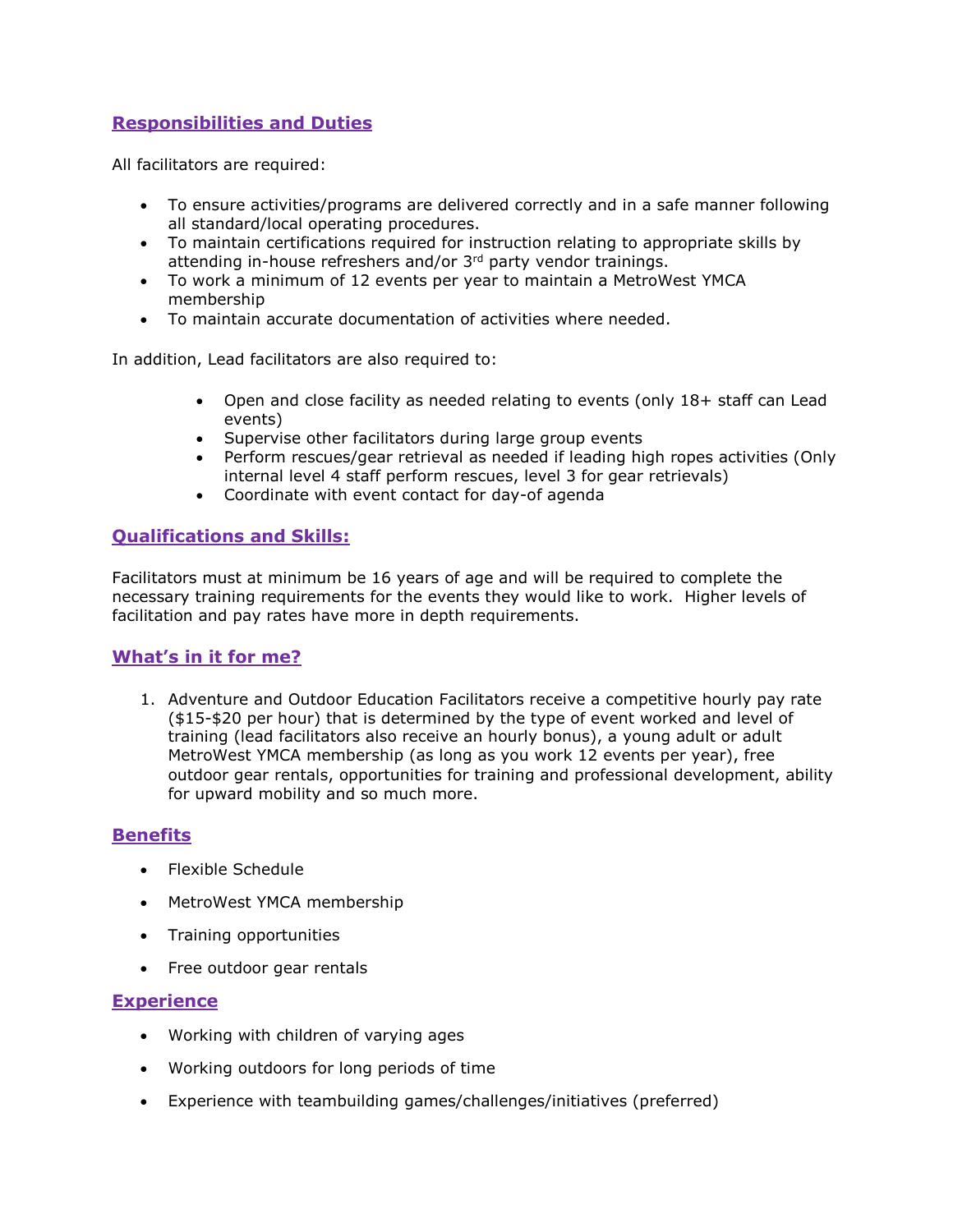## Responsibilities and Duties

All facilitators are required:

- To ensure activities/programs are delivered correctly and in a safe manner following all standard/local operating procedures.
- To maintain certifications required for instruction relating to appropriate skills by attending in-house refreshers and/or 3rd party vendor trainings.
- To work a minimum of 12 events per year to maintain a MetroWest YMCA membership
- To maintain accurate documentation of activities where needed.

In addition, Lead facilitators are also required to:

- Open and close facility as needed relating to events (only 18+ staff can Lead events)
- Supervise other facilitators during large group events
- Perform rescues/gear retrieval as needed if leading high ropes activities (Only internal level 4 staff perform rescues, level 3 for gear retrievals)
- Coordinate with event contact for day-of agenda

## Qualifications and Skills:

Facilitators must at minimum be 16 years of age and will be required to complete the necessary training requirements for the events they would like to work. Higher levels of facilitation and pay rates have more in depth requirements.

## What's in it for me?

1. Adventure and Outdoor Education Facilitators receive a competitive hourly pay rate ($15-$20 per hour) that is determined by the type of event worked and level of training (lead facilitators also receive an hourly bonus), a young adult or adult MetroWest YMCA membership (as long as you work 12 events per year), free outdoor gear rentals, opportunities for training and professional development, ability for upward mobility and so much more.

## Benefits

- Flexible Schedule
- MetroWest YMCA membership
- Training opportunities
- Free outdoor gear rentals

## Experience

- Working with children of varying ages
- Working outdoors for long periods of time
- Experience with teambuilding games/challenges/initiatives (preferred)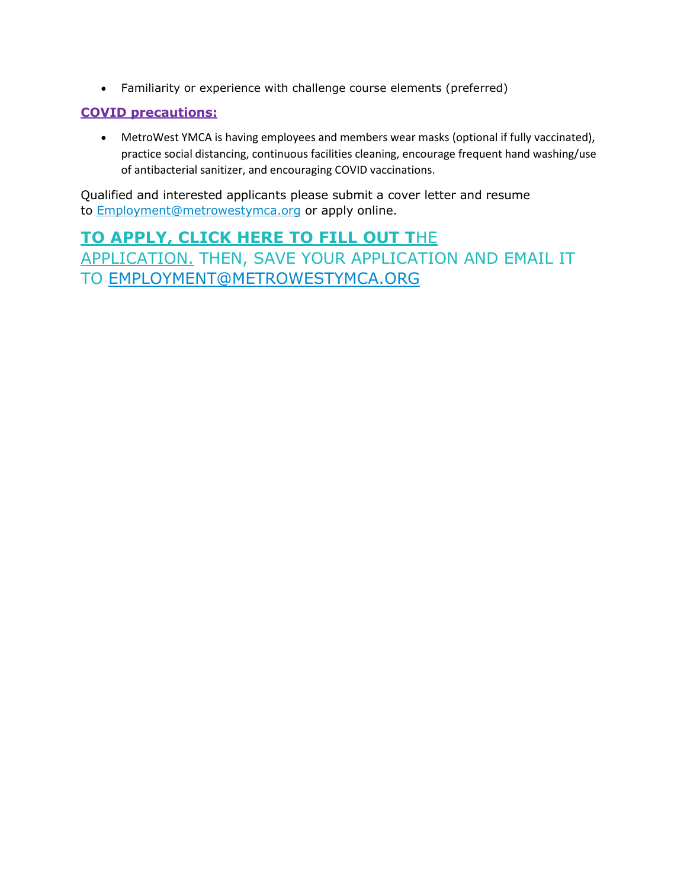- Familiarity or experience with challenge course elements (preferred)

**COVID precautions:**

- MetroWest YMCA is having employees and members wear masks (optional if fully vaccinated), practice social distancing, continuous facilities cleaning, encourage frequent hand washing/use of antibacterial sanitizer, and encouraging COVID vaccinations.

Qualified and interested applicants please submit a cover letter and resume to Employment@metrowestymca.org or apply online.

## **TO APPLY, CLICK HERE TO FILL OUT T**HE APPLICATION. THEN, SAVE YOUR APPLICATION AND EMAIL IT TO EMPLOYMENT@METROWESTYMCA.ORG